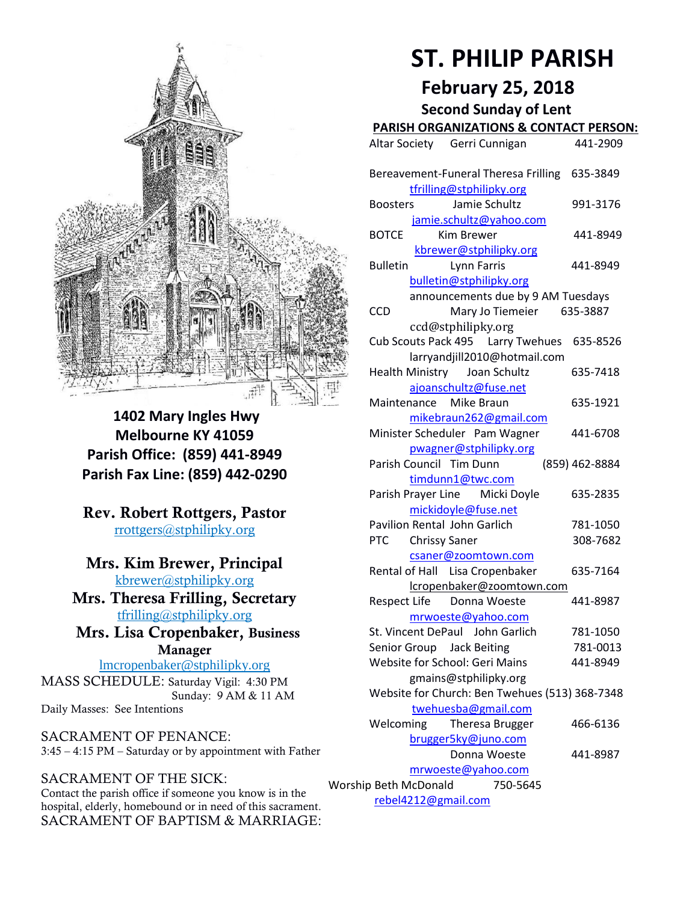# ST. PHILIP PARISH

## February 25, 2018

### Second Sunday of Lent

**1402 Mary Ingles Hwy**
**Melbourne KY 41059**
**Parish Office: (859) 441-8949**
**Parish Fax Line: (859) 442-0290**

**Rev. Robert Rottgers, Pastor**
rrottgers@stphilipky.org

**Mrs. Kim Brewer, Principal**
kbrewer@stphilipky.org

**Mrs. Theresa Frilling, Secretary**
tfrilling@stphilipky.org

**Mrs. Lisa Cropenbaker, Business Manager**
lmcropenbaker@stphilipky.org

MASS SCHEDULE: Saturday Vigil: 4:30 PM
Sunday: 9 AM & 11 AM
Daily Masses: See Intentions

SACRAMENT OF PENANCE:
3:45 – 4:15 PM – Saturday or by appointment with Father

SACRAMENT OF THE SICK:
Contact the parish office if someone you know is in the hospital, elderly, homebound or in need of this sacrament.

SACRAMENT OF BAPTISM & MARRIAGE:

**PARISH ORGANIZATIONS & CONTACT PERSON:**

Altar Society Gerri Cunnigan 441-2909

Bereavement-Funeral Theresa Frilling 635-3849
tfrilling@stphilipky.org

Boosters Jamie Schultz 991-3176
jamie.schultz@yahoo.com

BOTCE Kim Brewer 441-8949
kbrewer@stphilipky.org

Bulletin Lynn Farris 441-8949
bulletin@stphilipky.org
announcements due by 9 AM Tuesdays

CCD Mary Jo Tiemeier 635-3887
ccd@stphilipky.org

Cub Scouts Pack 495 Larry Twehues 635-8526
larryandjill2010@hotmail.com

Health Ministry Joan Schultz 635-7418
ajoanschultz@fuse.net

Maintenance Mike Braun 635-1921
mikebraun262@gmail.com

Minister Scheduler Pam Wagner 441-6708
pwagner@stphilipky.org

Parish Council Tim Dunn (859) 462-8884
timdunn1@twc.com

Parish Prayer Line Micki Doyle 635-2835
mickidoyle@fuse.net

Pavilion Rental John Garlich 781-1050

PTC Chrissy Saner 308-7682
csaner@zoomtown.com

Rental of Hall Lisa Cropenbaker 635-7164
lcropenbaker@zoomtown.com

Respect Life Donna Woeste 441-8987
mrwoeste@yahoo.com

St. Vincent DePaul John Garlich 781-1050

Senior Group Jack Beiting 781-0013

Website for School: Geri Mains 441-8949
gmains@stphilipky.org

Website for Church: Ben Twehues (513) 368-7348
twehuesba@gmail.com

Welcoming Theresa Brugger 466-6136
brugger5ky@juno.com
Donna Woeste 441-8987
mrwoeste@yahoo.com

Worship Beth McDonald 750-5645
rebel4212@gmail.com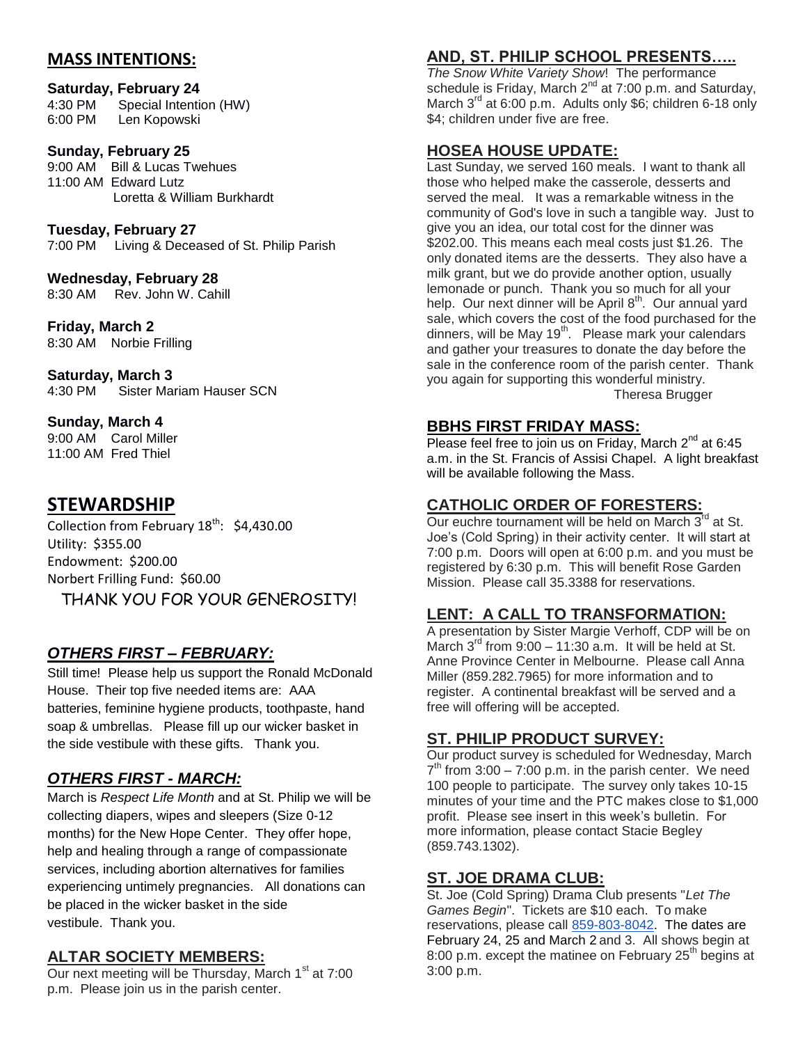## MASS INTENTIONS:

**Saturday, February 24**
4:30 PM Special Intention (HW)
6:00 PM Len Kopowski

**Sunday, February 25**
9:00 AM Bill & Lucas Twehues
11:00 AM Edward Lutz
Loretta & William Burkhardt

**Tuesday, February 27**
7:00 PM Living & Deceased of St. Philip Parish

**Wednesday, February 28**
8:30 AM Rev. John W. Cahill

**Friday, March 2**
8:30 AM Norbie Frilling

**Saturday, March 3**
4:30 PM Sister Mariam Hauser SCN

**Sunday, March 4**
9:00 AM Carol Miller
11:00 AM Fred Thiel

## STEWARDSHIP

Collection from February 18th: $4,430.00
Utility: $355.00
Endowment: $200.00
Norbert Frilling Fund: $60.00

THANK YOU FOR YOUR GENEROSITY!

## *OTHERS FIRST – FEBRUARY:*

Still time! Please help us support the Ronald McDonald House. Their top five needed items are: AAA batteries, feminine hygiene products, toothpaste, hand soap & umbrellas. Please fill up our wicker basket in the side vestibule with these gifts. Thank you.

## *OTHERS FIRST - MARCH:*

March is *Respect Life Month* and at St. Philip we will be collecting diapers, wipes and sleepers (Size 0-12 months) for the New Hope Center. They offer hope, help and healing through a range of compassionate services, including abortion alternatives for families experiencing untimely pregnancies. All donations can be placed in the wicker basket in the side vestibule. Thank you.

## ALTAR SOCIETY MEMBERS:

Our next meeting will be Thursday, March 1st at 7:00 p.m. Please join us in the parish center.

## AND, ST. PHILIP SCHOOL PRESENTS…..

*The Snow White Variety Show*! The performance schedule is Friday, March 2nd at 7:00 p.m. and Saturday, March 3rd at 6:00 p.m. Adults only $6; children 6-18 only $4; children under five are free.

## HOSEA HOUSE UPDATE:

Last Sunday, we served 160 meals. I want to thank all those who helped make the casserole, desserts and served the meal. It was a remarkable witness in the community of God's love in such a tangible way. Just to give you an idea, our total cost for the dinner was $202.00. This means each meal costs just $1.26. The only donated items are the desserts. They also have a milk grant, but we do provide another option, usually lemonade or punch. Thank you so much for all your help. Our next dinner will be April 8th. Our annual yard sale, which covers the cost of the food purchased for the dinners, will be May 19th. Please mark your calendars and gather your treasures to donate the day before the sale in the conference room of the parish center. Thank you again for supporting this wonderful ministry.

Theresa Brugger

## BBHS FIRST FRIDAY MASS:

Please feel free to join us on Friday, March 2nd at 6:45 a.m. in the St. Francis of Assisi Chapel. A light breakfast will be available following the Mass.

## CATHOLIC ORDER OF FORESTERS:

Our euchre tournament will be held on March 3rd at St. Joe's (Cold Spring) in their activity center. It will start at 7:00 p.m. Doors will open at 6:00 p.m. and you must be registered by 6:30 p.m. This will benefit Rose Garden Mission. Please call 35.3388 for reservations.

## LENT: A CALL TO TRANSFORMATION:

A presentation by Sister Margie Verhoff, CDP will be on March 3rd from 9:00 – 11:30 a.m. It will be held at St. Anne Province Center in Melbourne. Please call Anna Miller (859.282.7965) for more information and to register. A continental breakfast will be served and a free will offering will be accepted.

## ST. PHILIP PRODUCT SURVEY:

Our product survey is scheduled for Wednesday, March 7th from 3:00 – 7:00 p.m. in the parish center. We need 100 people to participate. The survey only takes 10-15 minutes of your time and the PTC makes close to $1,000 profit. Please see insert in this week's bulletin. For more information, please contact Stacie Begley (859.743.1302).

## ST. JOE DRAMA CLUB:

St. Joe (Cold Spring) Drama Club presents "*Let The Games Begin*". Tickets are $10 each. To make reservations, please call 859-803-8042. The dates are February 24, 25 and March 2 and 3. All shows begin at 8:00 p.m. except the matinee on February 25th begins at 3:00 p.m.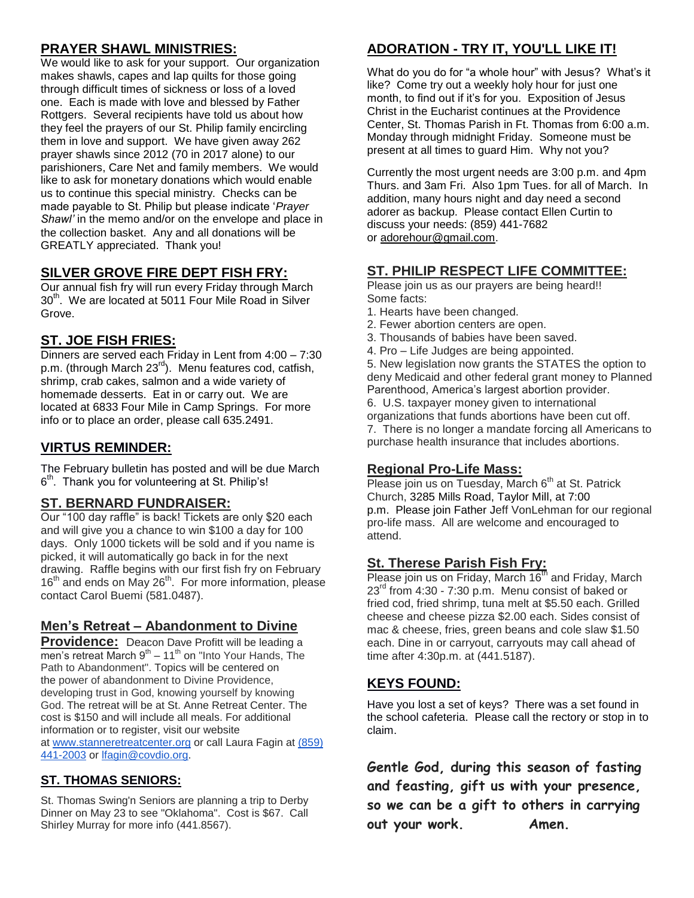## PRAYER SHAWL MINISTRIES:

We would like to ask for your support. Our organization makes shawls, capes and lap quilts for those going through difficult times of sickness or loss of a loved one. Each is made with love and blessed by Father Rottgers. Several recipients have told us about how they feel the prayers of our St. Philip family encircling them in love and support. We have given away 262 prayer shawls since 2012 (70 in 2017 alone) to our parishioners, Care Net and family members. We would like to ask for monetary donations which would enable us to continue this special ministry. Checks can be made payable to St. Philip but please indicate '*Prayer Shawl'* in the memo and/or on the envelope and place in the collection basket. Any and all donations will be GREATLY appreciated. Thank you!

## SILVER GROVE FIRE DEPT FISH FRY:

Our annual fish fry will run every Friday through March 30th. We are located at 5011 Four Mile Road in Silver Grove.

## ST. JOE FISH FRIES:

Dinners are served each Friday in Lent from 4:00 – 7:30 p.m. (through March 23rd). Menu features cod, catfish, shrimp, crab cakes, salmon and a wide variety of homemade desserts. Eat in or carry out. We are located at 6833 Four Mile in Camp Springs. For more info or to place an order, please call 635.2491.

## VIRTUS REMINDER:

The February bulletin has posted and will be due March 6th. Thank you for volunteering at St. Philip's!

## ST. BERNARD FUNDRAISER:

Our "100 day raffle" is back! Tickets are only $20 each and will give you a chance to win $100 a day for 100 days. Only 1000 tickets will be sold and if you name is picked, it will automatically go back in for the next drawing. Raffle begins with our first fish fry on February 16th and ends on May 26th. For more information, please contact Carol Buemi (581.0487).

## Men's Retreat – Abandonment to Divine Providence:

Deacon Dave Profitt will be leading a men's retreat March 9th – 11th on "Into Your Hands, The Path to Abandonment". Topics will be centered on the power of abandonment to Divine Providence, developing trust in God, knowing yourself by knowing God. The retreat will be at St. Anne Retreat Center. The cost is $150 and will include all meals. For additional information or to register, visit our website at www.stanneretreatcenter.org or call Laura Fagin at (859) 441-2003 or lfagin@covdio.org.

## ST. THOMAS SENIORS:

St. Thomas Swing'n Seniors are planning a trip to Derby Dinner on May 23 to see "Oklahoma". Cost is $67. Call Shirley Murray for more info (441.8567).

## ADORATION - TRY IT, YOU'LL LIKE IT!

What do you do for "a whole hour" with Jesus? What's it like? Come try out a weekly holy hour for just one month, to find out if it's for you. Exposition of Jesus Christ in the Eucharist continues at the Providence Center, St. Thomas Parish in Ft. Thomas from 6:00 a.m. Monday through midnight Friday. Someone must be present at all times to guard Him. Why not you?

Currently the most urgent needs are 3:00 p.m. and 4pm Thurs. and 3am Fri. Also 1pm Tues. for all of March. In addition, many hours night and day need a second adorer as backup. Please contact Ellen Curtin to discuss your needs: (859) 441-7682 or adorehour@gmail.com.

## ST. PHILIP RESPECT LIFE COMMITTEE:

Please join us as our prayers are being heard!!
Some facts:

1. Hearts have been changed.
2. Fewer abortion centers are open.
3. Thousands of babies have been saved.
4. Pro – Life Judges are being appointed.
5. New legislation now grants the STATES the option to deny Medicaid and other federal grant money to Planned Parenthood, America's largest abortion provider.
6. U.S. taxpayer money given to international organizations that funds abortions have been cut off.
7. There is no longer a mandate forcing all Americans to purchase health insurance that includes abortions.

## Regional Pro-Life Mass:

Please join us on Tuesday, March 6th at St. Patrick Church, 3285 Mills Road, Taylor Mill, at 7:00 p.m. Please join Father Jeff VonLehman for our regional pro-life mass. All are welcome and encouraged to attend.

## St. Therese Parish Fish Fry:

Please join us on Friday, March 16th and Friday, March 23rd from 4:30 - 7:30 p.m. Menu consist of baked or fried cod, fried shrimp, tuna melt at $5.50 each. Grilled cheese and cheese pizza $2.00 each. Sides consist of mac & cheese, fries, green beans and cole slaw $1.50 each. Dine in or carryout, carryouts may call ahead of time after 4:30p.m. at (441.5187).

## KEYS FOUND:

Have you lost a set of keys? There was a set found in the school cafeteria. Please call the rectory or stop in to claim.

**Gentle God, during this season of fasting and feasting, gift us with your presence, so we can be a gift to others in carrying out your work. Amen.**